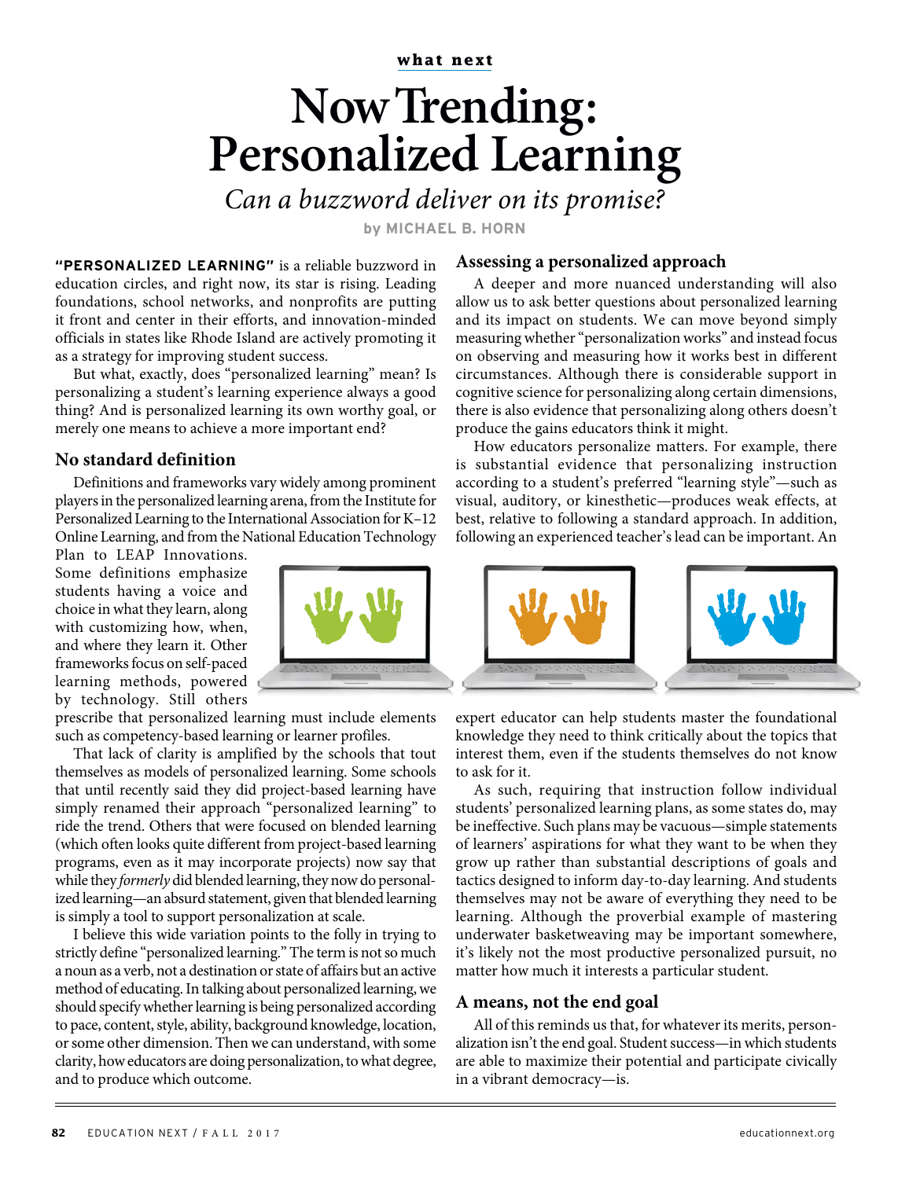what next

# Now Trending: Personalized Learning

*Can a buzzword deliver on its promise?*

by MICHAEL B. HORN

**"PERSONALIZED LEARNING"** is a reliable buzzword in education circles, and right now, its star is rising. Leading foundations, school networks, and nonprofits are putting it front and center in their efforts, and innovation-minded officials in states like Rhode Island are actively promoting it as a strategy for improving student success.

But what, exactly, does "personalized learning" mean? Is personalizing a student's learning experience always a good thing? And is personalized learning its own worthy goal, or merely one means to achieve a more important end?

## No standard definition

Definitions and frameworks vary widely among prominent players in the personalized learning arena, from the Institute for Personalized Learning to the International Association for K–12 Online Learning, and from the National Education Technology Plan to LEAP Innovations. Some definitions emphasize students having a voice and choice in what they learn, along with customizing how, when, and where they learn it. Other frameworks focus on self-paced learning methods, powered by technology. Still others prescribe that personalized learning must include elements such as competency-based learning or learner profiles.

That lack of clarity is amplified by the schools that tout themselves as models of personalized learning. Some schools that until recently said they did project-based learning have simply renamed their approach "personalized learning" to ride the trend. Others that were focused on blended learning (which often looks quite different from project-based learning programs, even as it may incorporate projects) now say that while they *formerly* did blended learning, they now do personalized learning—an absurd statement, given that blended learning is simply a tool to support personalization at scale.

I believe this wide variation points to the folly in trying to strictly define "personalized learning." The term is not so much a noun as a verb, not a destination or state of affairs but an active method of educating. In talking about personalized learning, we should specify whether learning is being personalized according to pace, content, style, ability, background knowledge, location, or some other dimension. Then we can understand, with some clarity, how educators are doing personalization, to what degree, and to produce which outcome.

## Assessing a personalized approach

A deeper and more nuanced understanding will also allow us to ask better questions about personalized learning and its impact on students. We can move beyond simply measuring whether "personalization works" and instead focus on observing and measuring how it works best in different circumstances. Although there is considerable support in cognitive science for personalizing along certain dimensions, there is also evidence that personalizing along others doesn't produce the gains educators think it might.

How educators personalize matters. For example, there is substantial evidence that personalizing instruction according to a student's preferred "learning style"—such as visual, auditory, or kinesthetic—produces weak effects, at best, relative to following a standard approach. In addition, following an experienced teacher's lead can be important. An expert educator can help students master the foundational knowledge they need to think critically about the topics that interest them, even if the students themselves do not know to ask for it.

As such, requiring that instruction follow individual students' personalized learning plans, as some states do, may be ineffective. Such plans may be vacuous—simple statements of learners' aspirations for what they want to be when they grow up rather than substantial descriptions of goals and tactics designed to inform day-to-day learning. And students themselves may not be aware of everything they need to be learning. Although the proverbial example of mastering underwater basketweaving may be important somewhere, it's likely not the most productive personalized pursuit, no matter how much it interests a particular student.

## A means, not the end goal

All of this reminds us that, for whatever its merits, personalization isn't the end goal. Student success—in which students are able to maximize their potential and participate civically in a vibrant democracy—is.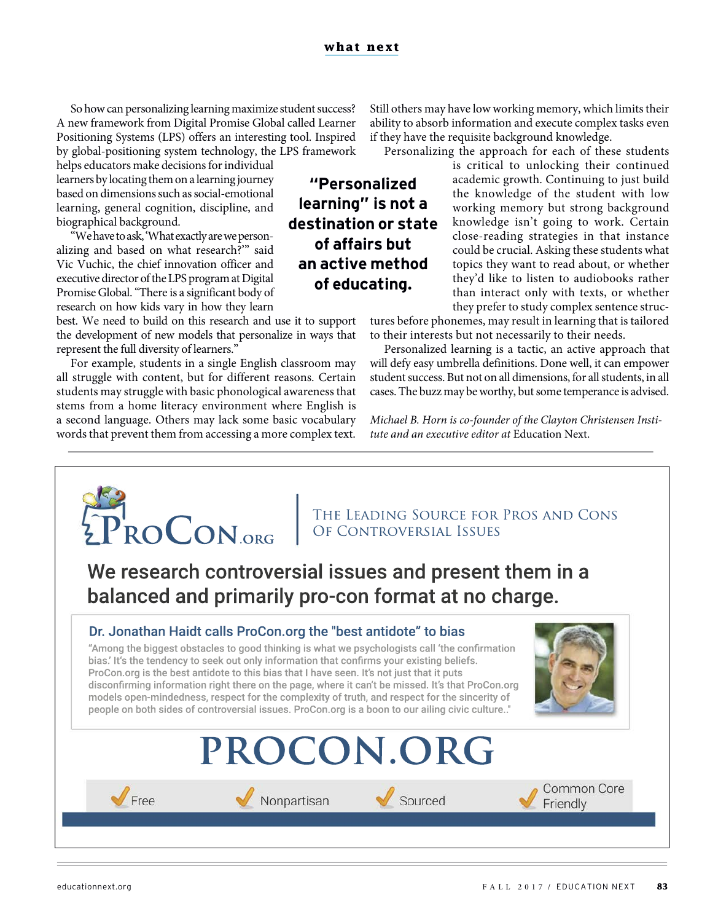So how can personalizing learning maximize student success? A new framework from Digital Promise Global called Learner Positioning Systems (LPS) offers an interesting tool. Inspired by global-positioning system technology, the LPS framework helps educators make decisions for individual learners by locating them on a learning journey based on dimensions such as social-emotional learning, general cognition, discipline, and biographical background.

"We have to ask, 'What exactly are we personalizing and based on what research?'" said Vic Vuchic, the chief innovation officer and executive director of the LPS program at Digital Promise Global. "There is a significant body of research on how kids vary in how they learn best. We need to build on this research and use it to support the development of new models that personalize in ways that represent the full diversity of learners."

For example, students in a single English classroom may all struggle with content, but for different reasons. Certain students may struggle with basic phonological awareness that stems from a home literacy environment where English is a second language. Others may lack some basic vocabulary words that prevent them from accessing a more complex text. Still others may have low working memory, which limits their ability to absorb information and execute complex tasks even if they have the requisite background knowledge.

**"Personalized learning" is not a destination or state of affairs but an active method of educating.**

Personalizing the approach for each of these students is critical to unlocking their continued academic growth. Continuing to just build the knowledge of the student with low working memory but strong background knowledge isn't going to work. Certain close-reading strategies in that instance could be crucial. Asking these students what topics they want to read about, or whether they'd like to listen to audiobooks rather than interact only with texts, or whether they prefer to study complex sentence structures before phonemes, may result in learning that is tailored to their interests but not necessarily to their needs.

Personalized learning is a tactic, an active approach that will defy easy umbrella definitions. Done well, it can empower student success. But not on all dimensions, for all students, in all cases. The buzz may be worthy, but some temperance is advised.

*Michael B. Horn is co-founder of the Clayton Christensen Institute and an executive editor at* Education Next.

---

ProCon.org | The Leading Source for Pros and Cons of Controversial Issues

**We research controversial issues and present them in a balanced and primarily pro-con format at no charge.**

**Dr. Jonathan Haidt calls ProCon.org the "best antidote" to bias**

"Among the biggest obstacles to good thinking is what we psychologists call 'the confirmation bias.' It's the tendency to seek out only information that confirms your existing beliefs. ProCon.org is the best antidote to this bias that I have seen. It's not just that it puts disconfirming information right there on the page, where it can't be missed. It's that ProCon.org models open-mindedness, respect for the complexity of truth, and respect for the sincerity of people on both sides of controversial issues. ProCon.org is a boon to our ailing civic culture.."

**PROCON.ORG**

✓ Free ✓ Nonpartisan ✓ Sourced ✓ Common Core Friendly